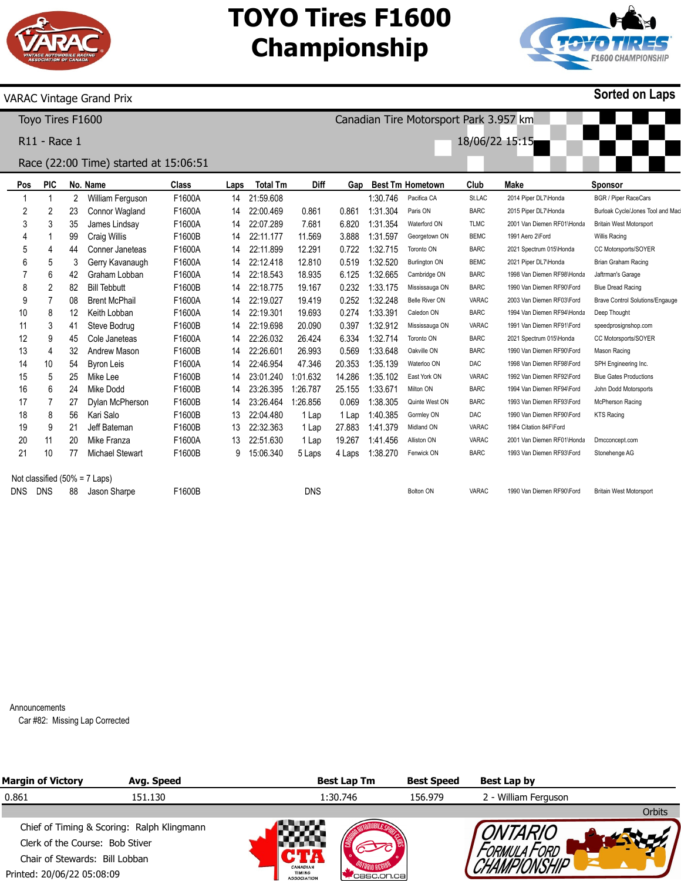# TOYO Tires F1600 Championship

VARAC Vintage Grand Prix

**Sorted on Laps**

Toyo Tires F1600

Canadian Tire Motorsport Park 3.957 km

R11 - Race 1

18/06/22 15:15

Race (22:00 Time) started at 15:06:51

| Pos | PIC | No. | Name | Class | Laps | Total Tm | Diff | Gap | Best Tm | Hometown | Club | Make | Sponsor |
|---|---|---|---|---|---|---|---|---|---|---|---|---|---|
| 1 | 1 | 2 | William Ferguson | F1600A | 14 | 21:59.608 | | | 1:30.746 | Pacifica CA | St.LAC | 2014 Piper DL7\Honda | BGR / Piper RaceCars |
| 2 | 2 | 23 | Connor Wagland | F1600A | 14 | 22:00.469 | 0.861 | 0.861 | 1:31.304 | Paris ON | BARC | 2015 Piper DL7\Honda | Burloak Cycle/Jones Tool and Mac |
| 3 | 3 | 35 | James Lindsay | F1600A | 14 | 22:07.289 | 7.681 | 6.820 | 1:31.354 | Waterford ON | TLMC | 2001 Van Diemen RF01\Honda | Britain West Motorsport |
| 4 | 1 | 99 | Craig Willis | F1600B | 14 | 22:11.177 | 11.569 | 3.888 | 1:31.597 | Georgetown ON | BEMC | 1991 Aero 2\Ford | Willis Racing |
| 5 | 4 | 44 | Conner Janeteas | F1600A | 14 | 22:11.899 | 12.291 | 0.722 | 1:32.715 | Toronto ON | BARC | 2021 Spectrum 015\Honda | CC Motorsports/SOYER |
| 6 | 5 | 3 | Gerry Kavanaugh | F1600A | 14 | 22:12.418 | 12.810 | 0.519 | 1:32.520 | Burlington ON | BEMC | 2021 Piper DL7\Honda | Brian Graham Racing |
| 7 | 6 | 42 | Graham Lobban | F1600A | 14 | 22:18.543 | 18.935 | 6.125 | 1:32.665 | Cambridge ON | BARC | 1998 Van Diemen RF98\Honda | Jaftrman's Garage |
| 8 | 2 | 82 | Bill Tebbutt | F1600B | 14 | 22:18.775 | 19.167 | 0.232 | 1:33.175 | Mississauga ON | BARC | 1990 Van Diemen RF90\Ford | Blue Dread Racing |
| 9 | 7 | 08 | Brent McPhail | F1600A | 14 | 22:19.027 | 19.419 | 0.252 | 1:32.248 | Belle River ON | VARAC | 2003 Van Diemen RF03\Ford | Brave Control Solutions/Engauge |
| 10 | 8 | 12 | Keith Lobban | F1600A | 14 | 22:19.301 | 19.693 | 0.274 | 1:33.391 | Caledon ON | BARC | 1994 Van Diemen RF94\Honda | Deep Thought |
| 11 | 3 | 41 | Steve Bodrug | F1600B | 14 | 22:19.698 | 20.090 | 0.397 | 1:32.912 | Mississauga ON | VARAC | 1991 Van Diemen RF91\Ford | speedprosignshop.com |
| 12 | 9 | 45 | Cole Janeteas | F1600A | 14 | 22:26.032 | 26.424 | 6.334 | 1:32.714 | Toronto ON | BARC | 2021 Spectrum 015\Honda | CC Motorsports/SOYER |
| 13 | 4 | 32 | Andrew Mason | F1600B | 14 | 22:26.601 | 26.993 | 0.569 | 1:33.648 | Oakville ON | BARC | 1990 Van Diemen RF90\Ford | Mason Racing |
| 14 | 10 | 54 | Byron Leis | F1600A | 14 | 22:46.954 | 47.346 | 20.353 | 1:35.139 | Waterloo ON | DAC | 1998 Van Diemen RF98\Ford | SPH Engineering Inc. |
| 15 | 5 | 25 | Mike Lee | F1600B | 14 | 23:01.240 | 1:01.632 | 14.286 | 1:35.102 | East York ON | VARAC | 1992 Van Diemen RF92\Ford | Blue Gates Productions |
| 16 | 6 | 24 | Mike Dodd | F1600B | 14 | 23:26.395 | 1:26.787 | 25.155 | 1:33.671 | Milton ON | BARC | 1994 Van Diemen RF94\Ford | John Dodd Motorsports |
| 17 | 7 | 27 | Dylan McPherson | F1600B | 14 | 23:26.464 | 1:26.856 | 0.069 | 1:38.305 | Quinte West ON | BARC | 1993 Van Diemen RF93\Ford | McPherson Racing |
| 18 | 8 | 56 | Kari Salo | F1600B | 13 | 22:04.480 | 1 Lap | 1 Lap | 1:40.385 | Gormley ON | DAC | 1990 Van Diemen RF90\Ford | KTS Racing |
| 19 | 9 | 21 | Jeff Bateman | F1600B | 13 | 22:32.363 | 1 Lap | 27.883 | 1:41.379 | Midland ON | VARAC | 1984 Citation 84F\Ford | |
| 20 | 11 | 20 | Mike Franza | F1600A | 13 | 22:51.630 | 1 Lap | 19.267 | 1:41.456 | Alliston ON | VARAC | 2001 Van Diemen RF01\Honda | Dmcconcept.com |
| 21 | 10 | 77 | Michael Stewart | F1600B | 9 | 15:06.340 | 5 Laps | 4 Laps | 1:38.270 | Fenwick ON | BARC | 1993 Van Diemen RF93\Ford | Stonehenge AG |
| Not classified (50% = 7 Laps) | | | | | | | | | | | | | |
| DNS | DNS | 88 | Jason Sharpe | F1600B | | | DNS | | | Bolton ON | VARAC | 1990 Van Diemen RF90\Ford | Britain West Motorsport |

Announcements

Car #82: Missing Lap Corrected

| Margin of Victory | Avg. Speed | Best Lap Tm | Best Speed | Best Lap by |
|---|---|---|---|---|
| 0.861 | 151.130 | 1:30.746 | 156.979 | 2 - William Ferguson |

Orbits

Chief of Timing & Scoring: Ralph Klingmann

Clerk of the Course: Bob Stiver

Chair of Stewards: Bill Lobban

Printed: 20/06/22 05:08:09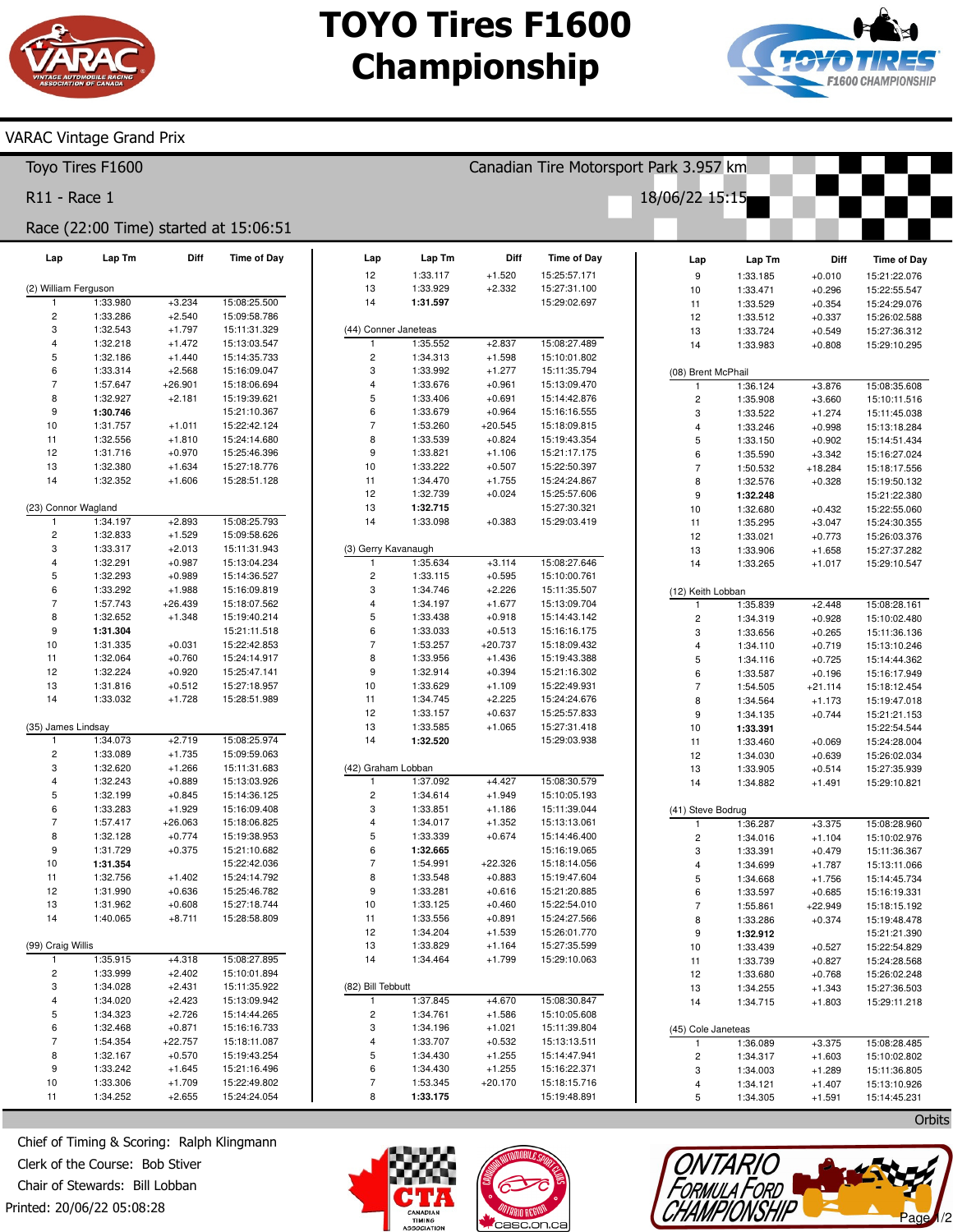# TOYO Tires F1600 Championship

VARAC Vintage Grand Prix

Toyo Tires F1600 — Canadian Tire Motorsport Park 3.957 km

R11 - Race 1 — 18/06/22 15:15

Race (22:00 Time) started at 15:06:51

### (2) William Ferguson

| Lap | Lap Tm | Diff | Time of Day |
|---|---|---|---|
| 1 | 1:33.980 | +3.234 | 15:08:25.500 |
| 2 | 1:33.286 | +2.540 | 15:09:58.786 |
| 3 | 1:32.543 | +1.797 | 15:11:31.329 |
| 4 | 1:32.218 | +1.472 | 15:13:03.547 |
| 5 | 1:32.186 | +1.440 | 15:14:35.733 |
| 6 | 1:33.314 | +2.568 | 15:16:09.047 |
| 7 | 1:57.647 | +26.901 | 15:18:06.694 |
| 8 | 1:32.927 | +2.181 | 15:19:39.621 |
| 9 | **1:30.746** | | 15:21:10.367 |
| 10 | 1:31.757 | +1.011 | 15:22:42.124 |
| 11 | 1:32.556 | +1.810 | 15:24:14.680 |
| 12 | 1:31.716 | +0.970 | 15:25:46.396 |
| 13 | 1:32.380 | +1.634 | 15:27:18.776 |
| 14 | 1:32.352 | +1.606 | 15:28:51.128 |

### (23) Connor Wagland

| Lap | Lap Tm | Diff | Time of Day |
|---|---|---|---|
| 1 | 1:34.197 | +2.893 | 15:08:25.793 |
| 2 | 1:32.833 | +1.529 | 15:09:58.626 |
| 3 | 1:33.317 | +2.013 | 15:11:31.943 |
| 4 | 1:32.291 | +0.987 | 15:13:04.234 |
| 5 | 1:32.293 | +0.989 | 15:14:36.527 |
| 6 | 1:33.292 | +1.988 | 15:16:09.819 |
| 7 | 1:57.743 | +26.439 | 15:18:07.562 |
| 8 | 1:32.652 | +1.348 | 15:19:40.214 |
| 9 | **1:31.304** | | 15:21:11.518 |
| 10 | 1:31.335 | +0.031 | 15:22:42.853 |
| 11 | 1:32.064 | +0.760 | 15:24:14.917 |
| 12 | 1:32.224 | +0.920 | 15:25:47.141 |
| 13 | 1:31.816 | +0.512 | 15:27:18.957 |
| 14 | 1:33.032 | +1.728 | 15:28:51.989 |

### (35) James Lindsay

| Lap | Lap Tm | Diff | Time of Day |
|---|---|---|---|
| 1 | 1:34.073 | +2.719 | 15:08:25.974 |
| 2 | 1:33.089 | +1.735 | 15:09:59.063 |
| 3 | 1:32.620 | +1.266 | 15:11:31.683 |
| 4 | 1:32.243 | +0.889 | 15:13:03.926 |
| 5 | 1:32.199 | +0.845 | 15:14:36.125 |
| 6 | 1:33.283 | +1.929 | 15:16:09.408 |
| 7 | 1:57.417 | +26.063 | 15:18:06.825 |
| 8 | 1:32.128 | +0.774 | 15:19:38.953 |
| 9 | 1:31.729 | +0.375 | 15:21:10.682 |
| 10 | **1:31.354** | | 15:22:42.036 |
| 11 | 1:32.756 | +1.402 | 15:24:14.792 |
| 12 | 1:31.990 | +0.636 | 15:25:46.782 |
| 13 | 1:31.962 | +0.608 | 15:27:18.744 |
| 14 | 1:40.065 | +8.711 | 15:28:58.809 |

### (99) Craig Willis

| Lap | Lap Tm | Diff | Time of Day |
|---|---|---|---|
| 1 | 1:35.915 | +4.318 | 15:08:27.895 |
| 2 | 1:33.999 | +2.402 | 15:10:01.894 |
| 3 | 1:34.028 | +2.431 | 15:11:35.922 |
| 4 | 1:34.020 | +2.423 | 15:13:09.942 |
| 5 | 1:34.323 | +2.726 | 15:14:44.265 |
| 6 | 1:32.468 | +0.871 | 15:16:16.733 |
| 7 | 1:54.354 | +22.757 | 15:18:11.087 |
| 8 | 1:32.167 | +0.570 | 15:19:43.254 |
| 9 | 1:33.242 | +1.645 | 15:21:16.496 |
| 10 | 1:33.306 | +1.709 | 15:22:49.802 |
| 11 | 1:34.252 | +2.655 | 15:24:24.054 |
| 12 | 1:33.117 | +1.520 | 15:25:57.171 |
| 13 | 1:33.929 | +2.332 | 15:27:31.100 |
| 14 | **1:31.597** | | 15:29:02.697 |

### (44) Conner Janeteas

| Lap | Lap Tm | Diff | Time of Day |
|---|---|---|---|
| 1 | 1:35.552 | +2.837 | 15:08:27.489 |
| 2 | 1:34.313 | +1.598 | 15:10:01.802 |
| 3 | 1:33.992 | +1.277 | 15:11:35.794 |
| 4 | 1:33.676 | +0.961 | 15:13:09.470 |
| 5 | 1:33.406 | +0.691 | 15:14:42.876 |
| 6 | 1:33.679 | +0.964 | 15:16:16.555 |
| 7 | 1:53.260 | +20.545 | 15:18:09.815 |
| 8 | 1:33.539 | +0.824 | 15:19:43.354 |
| 9 | 1:33.821 | +1.106 | 15:21:17.175 |
| 10 | 1:33.222 | +0.507 | 15:22:50.397 |
| 11 | 1:34.470 | +1.755 | 15:24:24.867 |
| 12 | 1:32.739 | +0.024 | 15:25:57.606 |
| 13 | **1:32.715** | | 15:27:30.321 |
| 14 | 1:33.098 | +0.383 | 15:29:03.419 |

### (3) Gerry Kavanaugh

| Lap | Lap Tm | Diff | Time of Day |
|---|---|---|---|
| 1 | 1:35.634 | +3.114 | 15:08:27.646 |
| 2 | 1:33.115 | +0.595 | 15:10:00.761 |
| 3 | 1:34.746 | +2.226 | 15:11:35.507 |
| 4 | 1:34.197 | +1.677 | 15:13:09.704 |
| 5 | 1:33.438 | +0.918 | 15:14:43.142 |
| 6 | 1:33.033 | +0.513 | 15:16:16.175 |
| 7 | 1:53.257 | +20.737 | 15:18:09.432 |
| 8 | 1:33.956 | +1.436 | 15:19:43.388 |
| 9 | 1:32.914 | +0.394 | 15:21:16.302 |
| 10 | 1:33.629 | +1.109 | 15:22:49.931 |
| 11 | 1:34.745 | +2.225 | 15:24:24.676 |
| 12 | 1:33.157 | +0.637 | 15:25:57.833 |
| 13 | 1:33.585 | +1.065 | 15:27:31.418 |
| 14 | **1:32.520** | | 15:29:03.938 |

### (42) Graham Lobban

| Lap | Lap Tm | Diff | Time of Day |
|---|---|---|---|
| 1 | 1:37.092 | +4.427 | 15:08:30.579 |
| 2 | 1:34.614 | +1.949 | 15:10:05.193 |
| 3 | 1:33.851 | +1.186 | 15:11:39.044 |
| 4 | 1:34.017 | +1.352 | 15:13:13.061 |
| 5 | 1:33.339 | +0.674 | 15:14:46.400 |
| 6 | **1:32.665** | | 15:16:19.065 |
| 7 | 1:54.991 | +22.326 | 15:18:14.056 |
| 8 | 1:33.548 | +0.883 | 15:19:47.604 |
| 9 | 1:33.281 | +0.616 | 15:21:20.885 |
| 10 | 1:33.125 | +0.460 | 15:22:54.010 |
| 11 | 1:33.556 | +0.891 | 15:24:27.566 |
| 12 | 1:34.204 | +1.539 | 15:26:01.770 |
| 13 | 1:33.829 | +1.164 | 15:27:35.599 |
| 14 | 1:34.464 | +1.799 | 15:29:10.063 |

### (82) Bill Tebbutt

| Lap | Lap Tm | Diff | Time of Day |
|---|---|---|---|
| 1 | 1:37.845 | +4.670 | 15:08:30.847 |
| 2 | 1:34.761 | +1.586 | 15:10:05.608 |
| 3 | 1:34.196 | +1.021 | 15:11:39.804 |
| 4 | 1:33.707 | +0.532 | 15:13:13.511 |
| 5 | 1:34.430 | +1.255 | 15:14:47.941 |
| 6 | 1:34.430 | +1.255 | 15:16:22.371 |
| 7 | 1:53.345 | +20.170 | 15:18:15.716 |
| 8 | **1:33.175** | | 15:19:48.891 |
| 9 | 1:33.185 | +0.010 | 15:21:22.076 |
| 10 | 1:33.471 | +0.296 | 15:22:55.547 |
| 11 | 1:33.529 | +0.354 | 15:24:29.076 |
| 12 | 1:33.512 | +0.337 | 15:26:02.588 |
| 13 | 1:33.724 | +0.549 | 15:27:36.312 |
| 14 | 1:33.983 | +0.808 | 15:29:10.295 |

### (08) Brent McPhail

| Lap | Lap Tm | Diff | Time of Day |
|---|---|---|---|
| 1 | 1:36.124 | +3.876 | 15:08:35.608 |
| 2 | 1:35.908 | +3.660 | 15:10:11.516 |
| 3 | 1:33.522 | +1.274 | 15:11:45.038 |
| 4 | 1:33.246 | +0.998 | 15:13:18.284 |
| 5 | 1:33.150 | +0.902 | 15:14:51.434 |
| 6 | 1:35.590 | +3.342 | 15:16:27.024 |
| 7 | 1:50.532 | +18.284 | 15:18:17.556 |
| 8 | 1:32.576 | +0.328 | 15:19:50.132 |
| 9 | **1:32.248** | | 15:21:22.380 |
| 10 | 1:32.680 | +0.432 | 15:22:55.060 |
| 11 | 1:35.295 | +3.047 | 15:24:30.355 |
| 12 | 1:33.021 | +0.773 | 15:26:03.376 |
| 13 | 1:33.906 | +1.658 | 15:27:37.282 |
| 14 | 1:33.265 | +1.017 | 15:29:10.547 |

### (12) Keith Lobban

| Lap | Lap Tm | Diff | Time of Day |
|---|---|---|---|
| 1 | 1:35.839 | +2.448 | 15:08:28.161 |
| 2 | 1:34.319 | +0.928 | 15:10:02.480 |
| 3 | 1:33.656 | +0.265 | 15:11:36.136 |
| 4 | 1:34.110 | +0.719 | 15:13:10.246 |
| 5 | 1:34.116 | +0.725 | 15:14:44.362 |
| 6 | 1:33.587 | +0.196 | 15:16:17.949 |
| 7 | 1:54.505 | +21.114 | 15:18:12.454 |
| 8 | 1:34.564 | +1.173 | 15:19:47.018 |
| 9 | 1:34.135 | +0.744 | 15:21:21.153 |
| 10 | **1:33.391** | | 15:22:54.544 |
| 11 | 1:33.460 | +0.069 | 15:24:28.004 |
| 12 | 1:34.030 | +0.639 | 15:26:02.034 |
| 13 | 1:33.905 | +0.514 | 15:27:35.939 |
| 14 | 1:34.882 | +1.491 | 15:29:10.821 |

### (41) Steve Bodrug

| Lap | Lap Tm | Diff | Time of Day |
|---|---|---|---|
| 1 | 1:36.287 | +3.375 | 15:08:28.960 |
| 2 | 1:34.016 | +1.104 | 15:10:02.976 |
| 3 | 1:33.391 | +0.479 | 15:11:36.367 |
| 4 | 1:34.699 | +1.787 | 15:13:11.066 |
| 5 | 1:34.668 | +1.756 | 15:14:45.734 |
| 6 | 1:33.597 | +0.685 | 15:16:19.331 |
| 7 | 1:55.861 | +22.949 | 15:18:15.192 |
| 8 | 1:33.286 | +0.374 | 15:19:48.478 |
| 9 | **1:32.912** | | 15:21:21.390 |
| 10 | 1:33.439 | +0.527 | 15:22:54.829 |
| 11 | 1:33.739 | +0.827 | 15:24:28.568 |
| 12 | 1:33.680 | +0.768 | 15:26:02.248 |
| 13 | 1:34.255 | +1.343 | 15:27:36.503 |
| 14 | 1:34.715 | +1.803 | 15:29:11.218 |

### (45) Cole Janeteas

| Lap | Lap Tm | Diff | Time of Day |
|---|---|---|---|
| 1 | 1:36.089 | +3.375 | 15:08:28.485 |
| 2 | 1:34.317 | +1.603 | 15:10:02.802 |
| 3 | 1:34.003 | +1.289 | 15:11:36.805 |
| 4 | 1:34.121 | +1.407 | 15:13:10.926 |
| 5 | 1:34.305 | +1.591 | 15:14:45.231 |

Orbits

Chief of Timing & Scoring: Ralph Klingmann
Clerk of the Course: Bob Stiver
Chair of Stewards: Bill Lobban
Printed: 20/06/22 05:08:28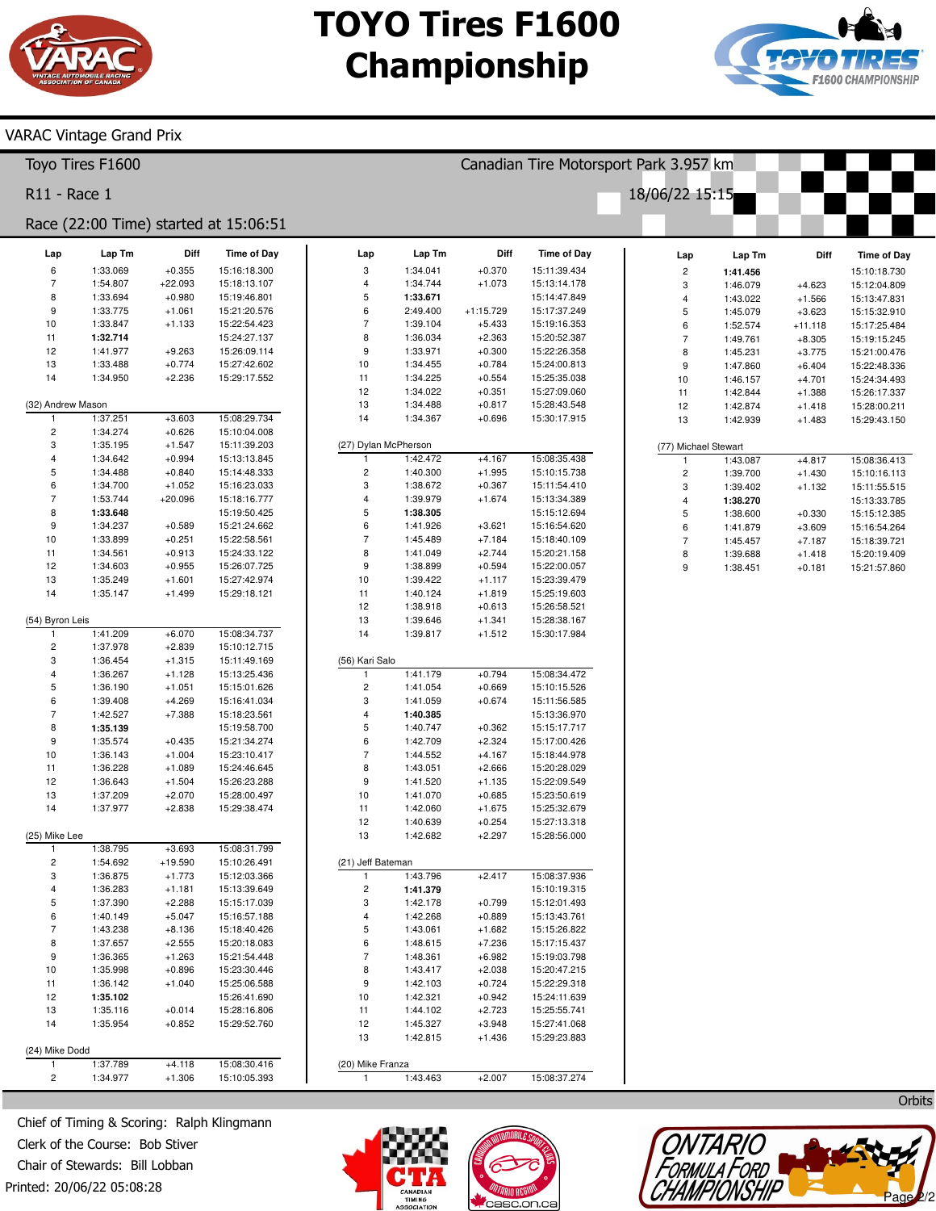# TOYO Tires F1600 Championship

VARAC Vintage Grand Prix

Toyo Tires F1600 — Canadian Tire Motorsport Park 3.957 km

R11 - Race 1 — 18/06/22 15:15

Race (22:00 Time) started at 15:06:51

| Lap | Lap Tm | Diff | Time of Day |
|---|---|---|---|
| 6 | 1:33.069 | +0.355 | 15:16:18.300 |
| 7 | 1:54.807 | +22.093 | 15:18:13.107 |
| 8 | 1:33.694 | +0.980 | 15:19:46.801 |
| 9 | 1:33.775 | +1.061 | 15:21:20.576 |
| 10 | 1:33.847 | +1.133 | 15:22:54.423 |
| 11 | **1:32.714** | | 15:24:27.137 |
| 12 | 1:41.977 | +9.263 | 15:26:09.114 |
| 13 | 1:33.488 | +0.774 | 15:27:42.602 |
| 14 | 1:34.950 | +2.236 | 15:29:17.552 |

(32) Andrew Mason

| Lap | Lap Tm | Diff | Time of Day |
|---|---|---|---|
| 1 | 1:37.251 | +3.603 | 15:08:29.734 |
| 2 | 1:34.274 | +0.626 | 15:10:04.008 |
| 3 | 1:35.195 | +1.547 | 15:11:39.203 |
| 4 | 1:34.642 | +0.994 | 15:13:13.845 |
| 5 | 1:34.488 | +0.840 | 15:14:48.333 |
| 6 | 1:34.700 | +1.052 | 15:16:23.033 |
| 7 | 1:53.744 | +20.096 | 15:18:16.777 |
| 8 | **1:33.648** | | 15:19:50.425 |
| 9 | 1:34.237 | +0.589 | 15:21:24.662 |
| 10 | 1:33.899 | +0.251 | 15:22:58.561 |
| 11 | 1:34.561 | +0.913 | 15:24:33.122 |
| 12 | 1:34.603 | +0.955 | 15:26:07.725 |
| 13 | 1:35.249 | +1.601 | 15:27:42.974 |
| 14 | 1:35.147 | +1.499 | 15:29:18.121 |

(54) Byron Leis

| Lap | Lap Tm | Diff | Time of Day |
|---|---|---|---|
| 1 | 1:41.209 | +6.070 | 15:08:34.737 |
| 2 | 1:37.978 | +2.839 | 15:10:12.715 |
| 3 | 1:36.454 | +1.315 | 15:11:49.169 |
| 4 | 1:36.267 | +1.128 | 15:13:25.436 |
| 5 | 1:36.190 | +1.051 | 15:15:01.626 |
| 6 | 1:39.408 | +4.269 | 15:16:41.034 |
| 7 | 1:42.527 | +7.388 | 15:18:23.561 |
| 8 | **1:35.139** | | 15:19:58.700 |
| 9 | 1:35.574 | +0.435 | 15:21:34.274 |
| 10 | 1:36.143 | +1.004 | 15:23:10.417 |
| 11 | 1:36.228 | +1.089 | 15:24:46.645 |
| 12 | 1:36.643 | +1.504 | 15:26:23.288 |
| 13 | 1:37.209 | +2.070 | 15:28:00.497 |
| 14 | 1:37.977 | +2.838 | 15:29:38.474 |

(25) Mike Lee

| Lap | Lap Tm | Diff | Time of Day |
|---|---|---|---|
| 1 | 1:38.795 | +3.693 | 15:08:31.799 |
| 2 | 1:54.692 | +19.590 | 15:10:26.491 |
| 3 | 1:36.875 | +1.773 | 15:12:03.366 |
| 4 | 1:36.283 | +1.181 | 15:13:39.649 |
| 5 | 1:37.390 | +2.288 | 15:15:17.039 |
| 6 | 1:40.149 | +5.047 | 15:16:57.188 |
| 7 | 1:43.238 | +8.136 | 15:18:40.426 |
| 8 | 1:37.657 | +2.555 | 15:20:18.083 |
| 9 | 1:36.365 | +1.263 | 15:21:54.448 |
| 10 | 1:35.998 | +0.896 | 15:23:30.446 |
| 11 | 1:36.142 | +1.040 | 15:25:06.588 |
| 12 | **1:35.102** | | 15:26:41.690 |
| 13 | 1:35.116 | +0.014 | 15:28:16.806 |
| 14 | 1:35.954 | +0.852 | 15:29:52.760 |

(24) Mike Dodd

| Lap | Lap Tm | Diff | Time of Day |
|---|---|---|---|
| 1 | 1:37.789 | +4.118 | 15:08:30.416 |
| 2 | 1:34.977 | +1.306 | 15:10:05.393 |
| 3 | 1:34.041 | +0.370 | 15:11:39.434 |
| 4 | 1:34.744 | +1.073 | 15:13:14.178 |
| 5 | **1:33.671** | | 15:14:47.849 |
| 6 | 2:49.400 | +1:15.729 | 15:17:37.249 |
| 7 | 1:39.104 | +5.433 | 15:19:16.353 |
| 8 | 1:36.034 | +2.363 | 15:20:52.387 |
| 9 | 1:33.971 | +0.300 | 15:22:26.358 |
| 10 | 1:34.455 | +0.784 | 15:24:00.813 |
| 11 | 1:34.225 | +0.554 | 15:25:35.038 |
| 12 | 1:34.022 | +0.351 | 15:27:09.060 |
| 13 | 1:34.488 | +0.817 | 15:28:43.548 |
| 14 | 1:34.367 | +0.696 | 15:30:17.915 |

(27) Dylan McPherson

| Lap | Lap Tm | Diff | Time of Day |
|---|---|---|---|
| 1 | 1:42.472 | +4.167 | 15:08:35.438 |
| 2 | 1:40.300 | +1.995 | 15:10:15.738 |
| 3 | 1:38.672 | +0.367 | 15:11:54.410 |
| 4 | 1:39.979 | +1.674 | 15:13:34.389 |
| 5 | **1:38.305** | | 15:15:12.694 |
| 6 | 1:41.926 | +3.621 | 15:16:54.620 |
| 7 | 1:45.489 | +7.184 | 15:18:40.109 |
| 8 | 1:41.049 | +2.744 | 15:20:21.158 |
| 9 | 1:38.899 | +0.594 | 15:22:00.057 |
| 10 | 1:39.422 | +1.117 | 15:23:39.479 |
| 11 | 1:40.124 | +1.819 | 15:25:19.603 |
| 12 | 1:38.918 | +0.613 | 15:26:58.521 |
| 13 | 1:39.646 | +1.341 | 15:28:38.167 |
| 14 | 1:39.817 | +1.512 | 15:30:17.984 |

(56) Kari Salo

| Lap | Lap Tm | Diff | Time of Day |
|---|---|---|---|
| 1 | 1:41.179 | +0.794 | 15:08:34.472 |
| 2 | 1:41.054 | +0.669 | 15:10:15.526 |
| 3 | 1:41.059 | +0.674 | 15:11:56.585 |
| 4 | **1:40.385** | | 15:13:36.970 |
| 5 | 1:40.747 | +0.362 | 15:15:17.717 |
| 6 | 1:42.709 | +2.324 | 15:17:00.426 |
| 7 | 1:44.552 | +4.167 | 15:18:44.978 |
| 8 | 1:43.051 | +2.666 | 15:20:28.029 |
| 9 | 1:41.520 | +1.135 | 15:22:09.549 |
| 10 | 1:41.070 | +0.685 | 15:23:50.619 |
| 11 | 1:42.060 | +1.675 | 15:25:32.679 |
| 12 | 1:40.639 | +0.254 | 15:27:13.318 |
| 13 | 1:42.682 | +2.297 | 15:28:56.000 |

(21) Jeff Bateman

| Lap | Lap Tm | Diff | Time of Day |
|---|---|---|---|
| 1 | 1:43.796 | +2.417 | 15:08:37.936 |
| 2 | **1:41.379** | | 15:10:19.315 |
| 3 | 1:42.178 | +0.799 | 15:12:01.493 |
| 4 | 1:42.268 | +0.889 | 15:13:43.761 |
| 5 | 1:43.061 | +1.682 | 15:15:26.822 |
| 6 | 1:48.615 | +7.236 | 15:17:15.437 |
| 7 | 1:48.361 | +6.982 | 15:19:03.798 |
| 8 | 1:43.417 | +2.038 | 15:20:47.215 |
| 9 | 1:42.103 | +0.724 | 15:22:29.318 |
| 10 | 1:42.321 | +0.942 | 15:24:11.639 |
| 11 | 1:44.102 | +2.723 | 15:25:55.741 |
| 12 | 1:45.327 | +3.948 | 15:27:41.068 |
| 13 | 1:42.815 | +1.436 | 15:29:23.883 |

(20) Mike Franza

| Lap | Lap Tm | Diff | Time of Day |
|---|---|---|---|
| 1 | 1:43.463 | +2.007 | 15:08:37.274 |
| 2 | **1:41.456** | | 15:10:18.730 |
| 3 | 1:46.079 | +4.623 | 15:12:04.809 |
| 4 | 1:43.022 | +1.566 | 15:13:47.831 |
| 5 | 1:45.079 | +3.623 | 15:15:32.910 |
| 6 | 1:52.574 | +11.118 | 15:17:25.484 |
| 7 | 1:49.761 | +8.305 | 15:19:15.245 |
| 8 | 1:45.231 | +3.775 | 15:21:00.476 |
| 9 | 1:47.860 | +6.404 | 15:22:48.336 |
| 10 | 1:46.157 | +4.701 | 15:24:34.493 |
| 11 | 1:42.844 | +1.388 | 15:26:17.337 |
| 12 | 1:42.874 | +1.418 | 15:28:00.211 |
| 13 | 1:42.939 | +1.483 | 15:29:43.150 |

(77) Michael Stewart

| Lap | Lap Tm | Diff | Time of Day |
|---|---|---|---|
| 1 | 1:43.087 | +4.817 | 15:08:36.413 |
| 2 | 1:39.700 | +1.430 | 15:10:16.113 |
| 3 | 1:39.402 | +1.132 | 15:11:55.515 |
| 4 | **1:38.270** | | 15:13:33.785 |
| 5 | 1:38.600 | +0.330 | 15:15:12.385 |
| 6 | 1:41.879 | +3.609 | 15:16:54.264 |
| 7 | 1:45.457 | +7.187 | 15:18:39.721 |
| 8 | 1:39.688 | +1.418 | 15:20:19.409 |
| 9 | 1:38.451 | +0.181 | 15:21:57.860 |

Orbits

Chief of Timing & Scoring: Ralph Klingmann
Clerk of the Course: Bob Stiver
Chair of Stewards: Bill Lobban
Printed: 20/06/22 05:08:28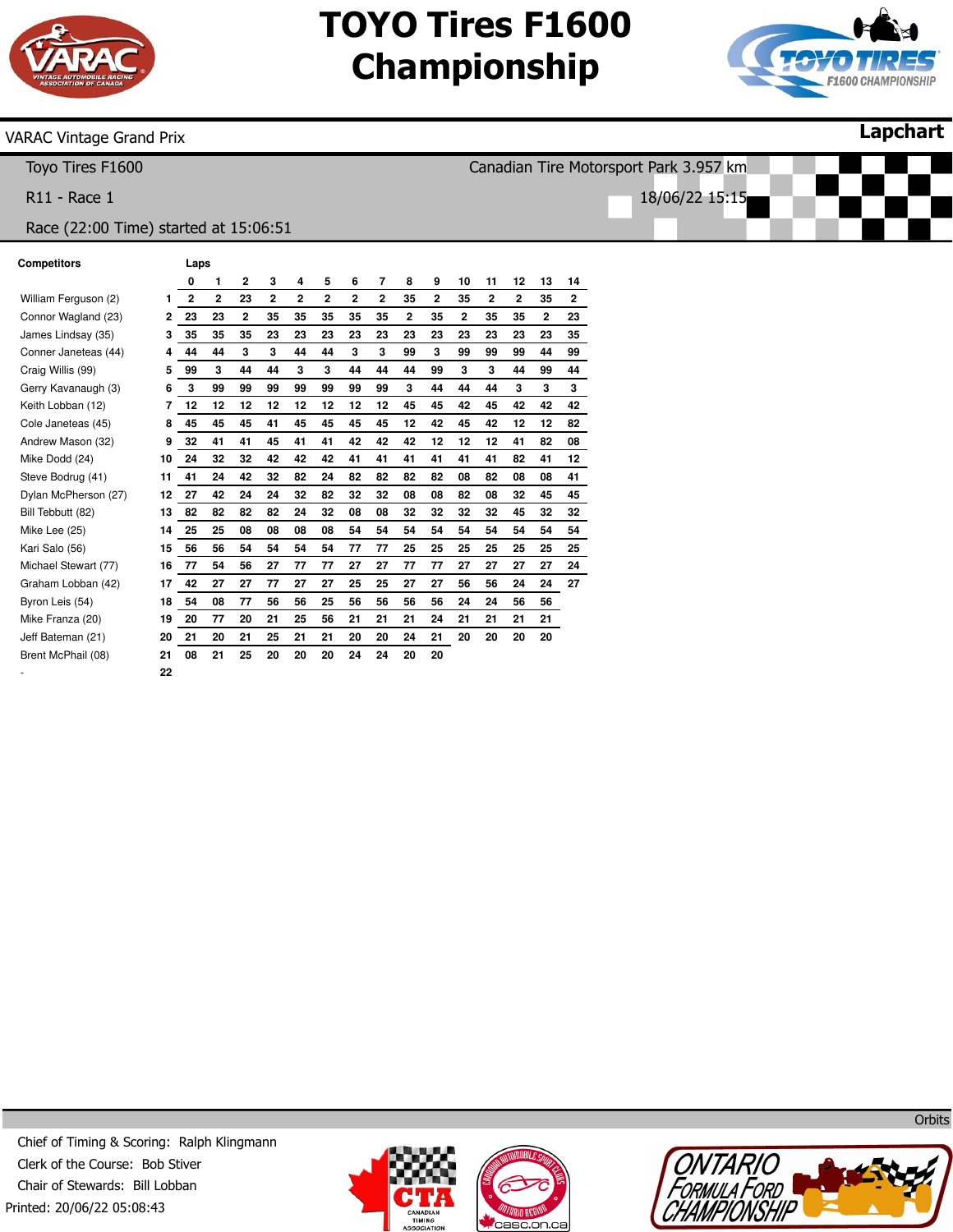# TOYO Tires F1600 Championship

VARAC Vintage Grand Prix

**Lapchart**

Toyo Tires F1600

Canadian Tire Motorsport Park 3.957 km

R11 - Race 1

18/06/22 15:15

Race (22:00 Time) started at 15:06:51

| Competitors | | Laps 0 | 1 | 2 | 3 | 4 | 5 | 6 | 7 | 8 | 9 | 10 | 11 | 12 | 13 | 14 |
|---|---|---|---|---|---|---|---|---|---|---|---|---|---|---|---|---|
| William Ferguson (2) | 1 | 2 | 2 | 23 | 2 | 2 | 2 | 2 | 2 | 35 | 2 | 35 | 2 | 2 | 35 | 2 |
| Connor Wagland (23) | 2 | 23 | 23 | 2 | 35 | 35 | 35 | 35 | 35 | 2 | 35 | 2 | 35 | 35 | 2 | 23 |
| James Lindsay (35) | 3 | 35 | 35 | 35 | 23 | 23 | 23 | 23 | 23 | 23 | 23 | 23 | 23 | 23 | 23 | 35 |
| Conner Janeteas (44) | 4 | 44 | 44 | 3 | 3 | 44 | 44 | 3 | 3 | 99 | 3 | 99 | 99 | 99 | 44 | 99 |
| Craig Willis (99) | 5 | 99 | 3 | 44 | 44 | 3 | 3 | 44 | 44 | 44 | 99 | 3 | 3 | 44 | 99 | 44 |
| Gerry Kavanaugh (3) | 6 | 3 | 99 | 99 | 99 | 99 | 99 | 99 | 99 | 3 | 44 | 44 | 44 | 3 | 3 | 3 |
| Keith Lobban (12) | 7 | 12 | 12 | 12 | 12 | 12 | 12 | 12 | 12 | 45 | 45 | 42 | 45 | 42 | 42 | 42 |
| Cole Janeteas (45) | 8 | 45 | 45 | 45 | 41 | 45 | 45 | 45 | 45 | 12 | 42 | 45 | 42 | 12 | 12 | 82 |
| Andrew Mason (32) | 9 | 32 | 41 | 41 | 45 | 41 | 41 | 42 | 42 | 42 | 12 | 12 | 12 | 41 | 82 | 08 |
| Mike Dodd (24) | 10 | 24 | 32 | 32 | 42 | 42 | 42 | 41 | 41 | 41 | 41 | 41 | 41 | 82 | 41 | 12 |
| Steve Bodrug (41) | 11 | 41 | 24 | 42 | 32 | 82 | 24 | 82 | 82 | 82 | 82 | 08 | 82 | 08 | 08 | 41 |
| Dylan McPherson (27) | 12 | 27 | 42 | 24 | 24 | 32 | 82 | 32 | 32 | 08 | 08 | 82 | 08 | 32 | 45 | 45 |
| Bill Tebbutt (82) | 13 | 82 | 82 | 82 | 82 | 24 | 32 | 08 | 08 | 32 | 32 | 32 | 32 | 45 | 32 | 32 |
| Mike Lee (25) | 14 | 25 | 25 | 08 | 08 | 08 | 08 | 54 | 54 | 54 | 54 | 54 | 54 | 54 | 54 | 54 |
| Kari Salo (56) | 15 | 56 | 56 | 54 | 54 | 54 | 54 | 77 | 77 | 25 | 25 | 25 | 25 | 25 | 25 | 25 |
| Michael Stewart (77) | 16 | 77 | 54 | 56 | 27 | 77 | 77 | 27 | 27 | 77 | 77 | 27 | 27 | 27 | 27 | 24 |
| Graham Lobban (42) | 17 | 42 | 27 | 27 | 77 | 27 | 27 | 25 | 25 | 27 | 27 | 56 | 56 | 24 | 24 | 27 |
| Byron Leis (54) | 18 | 54 | 08 | 77 | 56 | 56 | 25 | 56 | 56 | 56 | 56 | 24 | 24 | 56 | 56 | |
| Mike Franza (20) | 19 | 20 | 77 | 20 | 21 | 25 | 56 | 21 | 21 | 21 | 24 | 21 | 21 | 21 | 21 | |
| Jeff Bateman (21) | 20 | 21 | 20 | 21 | 25 | 21 | 21 | 20 | 20 | 24 | 21 | 20 | 20 | 20 | 20 | |
| Brent McPhail (08) | 21 | 08 | 21 | 25 | 20 | 20 | 20 | 24 | 24 | 20 | 20 | | | | | |
| - | 22 | | | | | | | | | | | | | | | |

Orbits

Chief of Timing & Scoring: Ralph Klingmann
Clerk of the Course: Bob Stiver
Chair of Stewards: Bill Lobban
Printed: 20/06/22 05:08:43